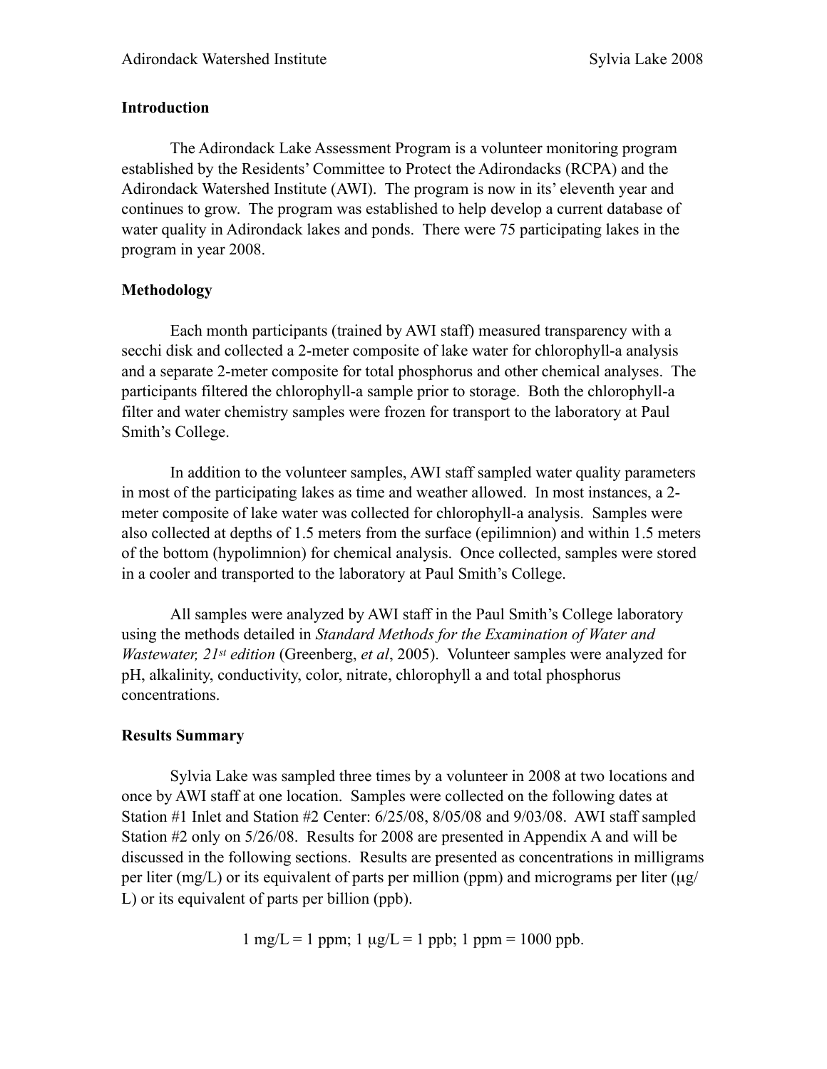## Introduction

The Adirondack Lake Assessment Program is a volunteer monitoring program established by the Residents' Committee to Protect the Adirondacks (RCPA) and the Adirondack Watershed Institute (AWI). The program is now in its' eleventh year and continues to grow. The program was established to help develop a current database of water quality in Adirondack lakes and ponds. There were 75 participating lakes in the program in year 2008.

## Methodology

Each month participants (trained by AWI staff) measured transparency with a secchi disk and collected a 2-meter composite of lake water for chlorophyll-a analysis and a separate 2-meter composite for total phosphorus and other chemical analyses. The participants filtered the chlorophyll-a sample prior to storage. Both the chlorophyll-a filter and water chemistry samples were frozen for transport to the laboratory at Paul Smith's College.

In addition to the volunteer samples, AWI staff sampled water quality parameters in most of the participating lakes as time and weather allowed. In most instances, a 2-meter composite of lake water was collected for chlorophyll-a analysis. Samples were also collected at depths of 1.5 meters from the surface (epilimnion) and within 1.5 meters of the bottom (hypolimnion) for chemical analysis. Once collected, samples were stored in a cooler and transported to the laboratory at Paul Smith's College.

All samples were analyzed by AWI staff in the Paul Smith's College laboratory using the methods detailed in *Standard Methods for the Examination of Water and Wastewater, 21st edition* (Greenberg, *et al*, 2005). Volunteer samples were analyzed for pH, alkalinity, conductivity, color, nitrate, chlorophyll a and total phosphorus concentrations.

## Results Summary

Sylvia Lake was sampled three times by a volunteer in 2008 at two locations and once by AWI staff at one location. Samples were collected on the following dates at Station #1 Inlet and Station #2 Center: 6/25/08, 8/05/08 and 9/03/08. AWI staff sampled Station #2 only on 5/26/08. Results for 2008 are presented in Appendix A and will be discussed in the following sections. Results are presented as concentrations in milligrams per liter (mg/L) or its equivalent of parts per million (ppm) and micrograms per liter (μg/L) or its equivalent of parts per billion (ppb).

$$1 \text{ mg/L} = 1 \text{ ppm}; \ 1 \ \mu\text{g/L} = 1 \text{ ppb}; \ 1 \text{ ppm} = 1000 \text{ ppb}.$$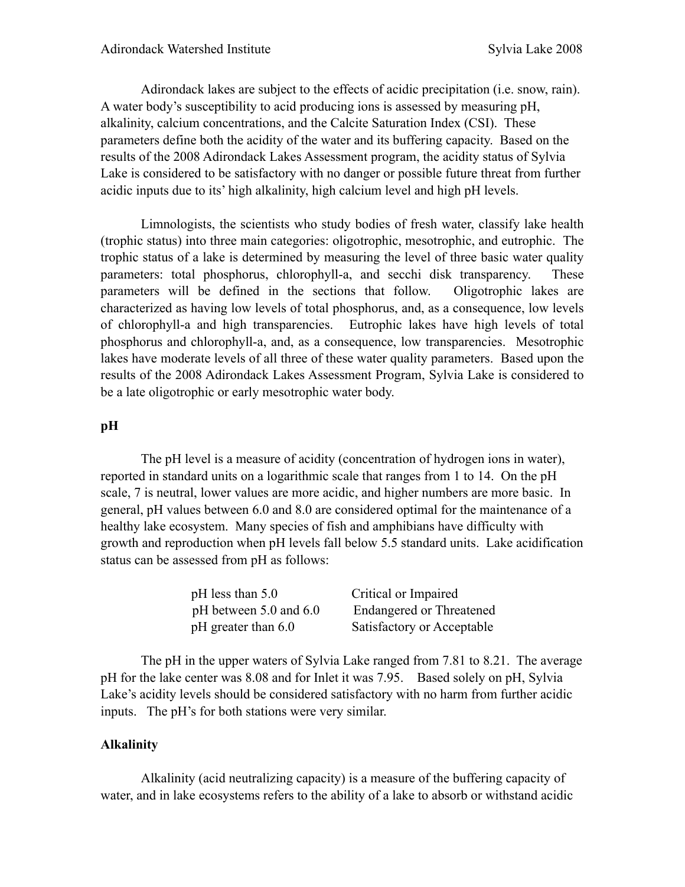Adirondack lakes are subject to the effects of acidic precipitation (i.e. snow, rain). A water body's susceptibility to acid producing ions is assessed by measuring pH, alkalinity, calcium concentrations, and the Calcite Saturation Index (CSI). These parameters define both the acidity of the water and its buffering capacity. Based on the results of the 2008 Adirondack Lakes Assessment program, the acidity status of Sylvia Lake is considered to be satisfactory with no danger or possible future threat from further acidic inputs due to its' high alkalinity, high calcium level and high pH levels.

Limnologists, the scientists who study bodies of fresh water, classify lake health (trophic status) into three main categories: oligotrophic, mesotrophic, and eutrophic. The trophic status of a lake is determined by measuring the level of three basic water quality parameters: total phosphorus, chlorophyll-a, and secchi disk transparency. These parameters will be defined in the sections that follow. Oligotrophic lakes are characterized as having low levels of total phosphorus, and, as a consequence, low levels of chlorophyll-a and high transparencies. Eutrophic lakes have high levels of total phosphorus and chlorophyll-a, and, as a consequence, low transparencies. Mesotrophic lakes have moderate levels of all three of these water quality parameters. Based upon the results of the 2008 Adirondack Lakes Assessment Program, Sylvia Lake is considered to be a late oligotrophic or early mesotrophic water body.

**pH**

The pH level is a measure of acidity (concentration of hydrogen ions in water), reported in standard units on a logarithmic scale that ranges from 1 to 14. On the pH scale, 7 is neutral, lower values are more acidic, and higher numbers are more basic. In general, pH values between 6.0 and 8.0 are considered optimal for the maintenance of a healthy lake ecosystem. Many species of fish and amphibians have difficulty with growth and reproduction when pH levels fall below 5.5 standard units. Lake acidification status can be assessed from pH as follows:

| | |
|---|---|
| pH less than 5.0 | Critical or Impaired |
| pH between 5.0 and 6.0 | Endangered or Threatened |
| pH greater than 6.0 | Satisfactory or Acceptable |

The pH in the upper waters of Sylvia Lake ranged from 7.81 to 8.21. The average pH for the lake center was 8.08 and for Inlet it was 7.95. Based solely on pH, Sylvia Lake's acidity levels should be considered satisfactory with no harm from further acidic inputs. The pH's for both stations were very similar.

**Alkalinity**

Alkalinity (acid neutralizing capacity) is a measure of the buffering capacity of water, and in lake ecosystems refers to the ability of a lake to absorb or withstand acidic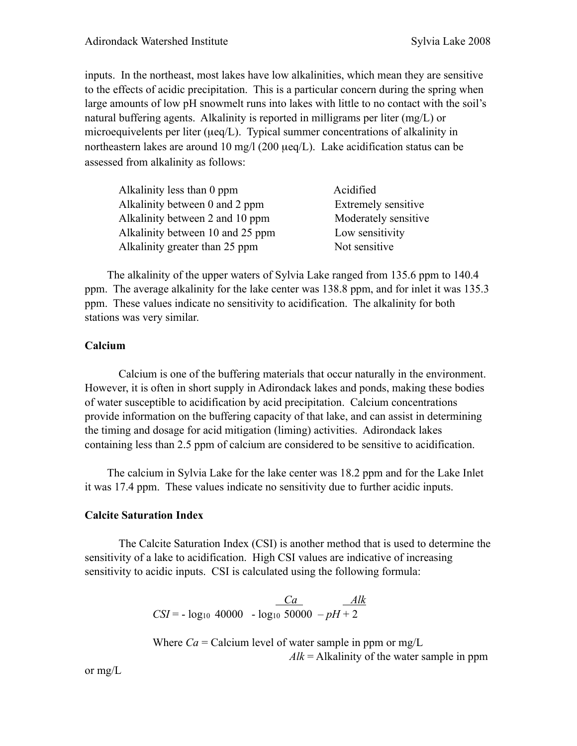inputs. In the northeast, most lakes have low alkalinities, which mean they are sensitive to the effects of acidic precipitation. This is a particular concern during the spring when large amounts of low pH snowmelt runs into lakes with little to no contact with the soil's natural buffering agents. Alkalinity is reported in milligrams per liter (mg/L) or microequivelents per liter (μeq/L). Typical summer concentrations of alkalinity in northeastern lakes are around 10 mg/l (200 μeq/L). Lake acidification status can be assessed from alkalinity as follows:

| | |
|---|---|
| Alkalinity less than 0 ppm | Acidified |
| Alkalinity between 0 and 2 ppm | Extremely sensitive |
| Alkalinity between 2 and 10 ppm | Moderately sensitive |
| Alkalinity between 10 and 25 ppm | Low sensitivity |
| Alkalinity greater than 25 ppm | Not sensitive |

The alkalinity of the upper waters of Sylvia Lake ranged from 135.6 ppm to 140.4 ppm. The average alkalinity for the lake center was 138.8 ppm, and for inlet it was 135.3 ppm. These values indicate no sensitivity to acidification. The alkalinity for both stations was very similar.

### Calcium

Calcium is one of the buffering materials that occur naturally in the environment. However, it is often in short supply in Adirondack lakes and ponds, making these bodies of water susceptible to acidification by acid precipitation. Calcium concentrations provide information on the buffering capacity of that lake, and can assist in determining the timing and dosage for acid mitigation (liming) activities. Adirondack lakes containing less than 2.5 ppm of calcium are considered to be sensitive to acidification.

The calcium in Sylvia Lake for the lake center was 18.2 ppm and for the Lake Inlet it was 17.4 ppm. These values indicate no sensitivity due to further acidic inputs.

### Calcite Saturation Index

The Calcite Saturation Index (CSI) is another method that is used to determine the sensitivity of a lake to acidification. High CSI values are indicative of increasing sensitivity to acidic inputs. CSI is calculated using the following formula:

$$CSI = -\log_{10} \frac{Ca}{40000} - \log_{10} \frac{Alk}{50000} - pH + 2$$

Where $Ca$ = Calcium level of water sample in ppm or mg/L
$Alk$ = Alkalinity of the water sample in ppm or mg/L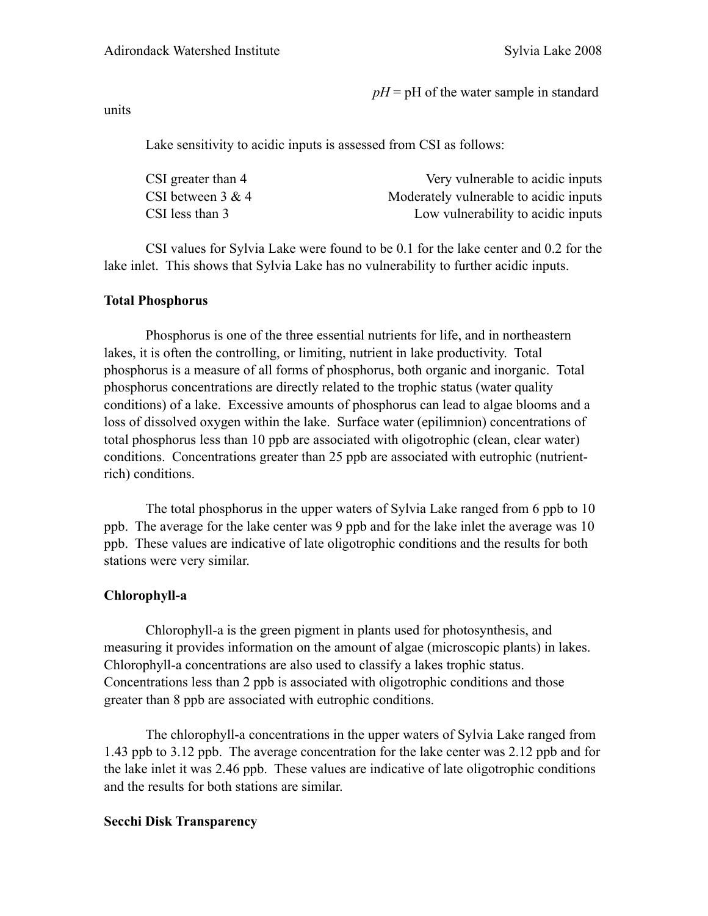$pH$ = pH of the water sample in standard units

Lake sensitivity to acidic inputs is assessed from CSI as follows:

| | |
|---|---|
| CSI greater than 4 | Very vulnerable to acidic inputs |
| CSI between 3 & 4 | Moderately vulnerable to acidic inputs |
| CSI less than 3 | Low vulnerability to acidic inputs |

CSI values for Sylvia Lake were found to be 0.1 for the lake center and 0.2 for the lake inlet. This shows that Sylvia Lake has no vulnerability to further acidic inputs.

**Total Phosphorus**

Phosphorus is one of the three essential nutrients for life, and in northeastern lakes, it is often the controlling, or limiting, nutrient in lake productivity. Total phosphorus is a measure of all forms of phosphorus, both organic and inorganic. Total phosphorus concentrations are directly related to the trophic status (water quality conditions) of a lake. Excessive amounts of phosphorus can lead to algae blooms and a loss of dissolved oxygen within the lake. Surface water (epilimnion) concentrations of total phosphorus less than 10 ppb are associated with oligotrophic (clean, clear water) conditions. Concentrations greater than 25 ppb are associated with eutrophic (nutrient-rich) conditions.

The total phosphorus in the upper waters of Sylvia Lake ranged from 6 ppb to 10 ppb. The average for the lake center was 9 ppb and for the lake inlet the average was 10 ppb. These values are indicative of late oligotrophic conditions and the results for both stations were very similar.

**Chlorophyll-a**

Chlorophyll-a is the green pigment in plants used for photosynthesis, and measuring it provides information on the amount of algae (microscopic plants) in lakes. Chlorophyll-a concentrations are also used to classify a lakes trophic status. Concentrations less than 2 ppb is associated with oligotrophic conditions and those greater than 8 ppb are associated with eutrophic conditions.

The chlorophyll-a concentrations in the upper waters of Sylvia Lake ranged from 1.43 ppb to 3.12 ppb. The average concentration for the lake center was 2.12 ppb and for the lake inlet it was 2.46 ppb. These values are indicative of late oligotrophic conditions and the results for both stations are similar.

**Secchi Disk Transparency**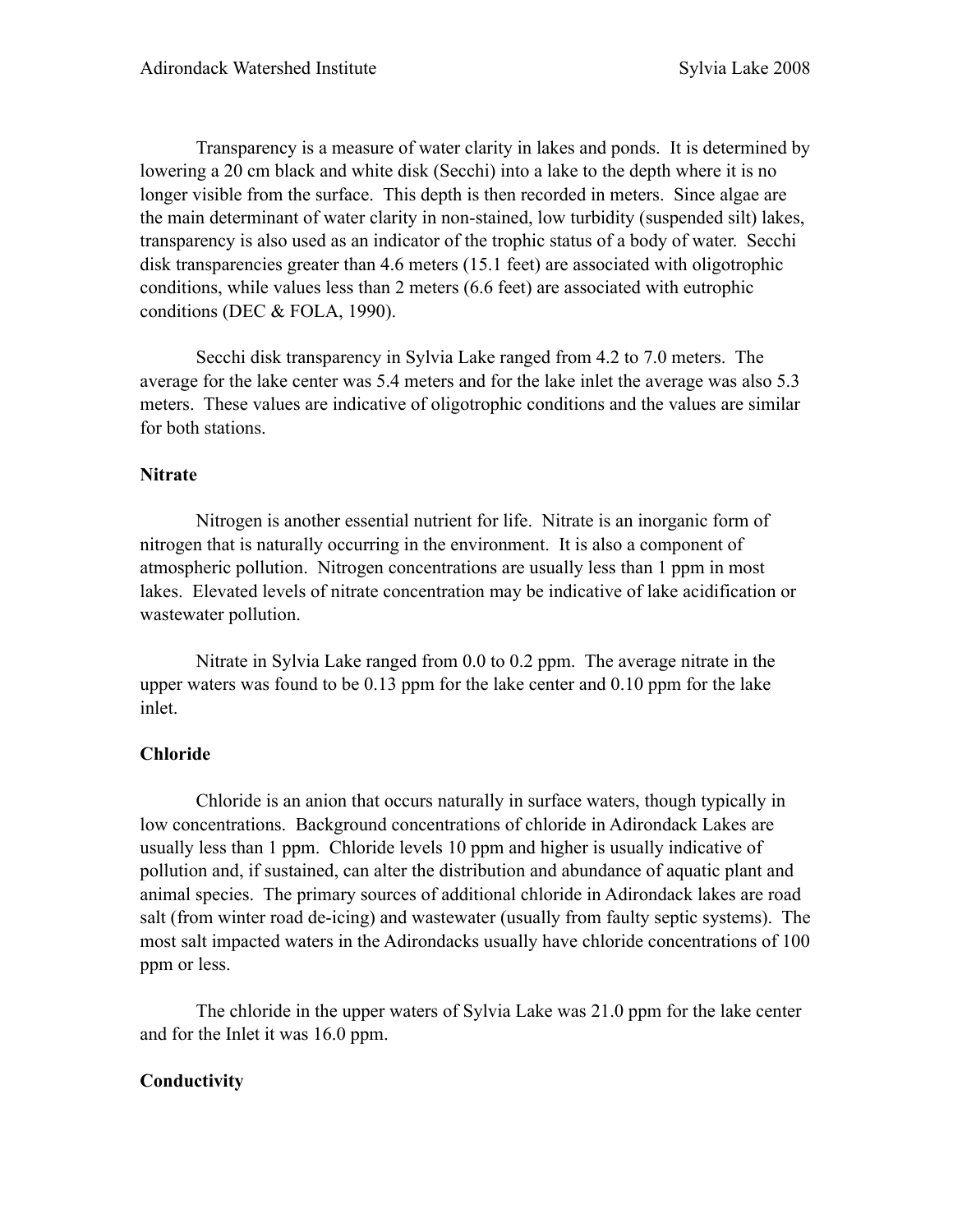Transparency is a measure of water clarity in lakes and ponds. It is determined by lowering a 20 cm black and white disk (Secchi) into a lake to the depth where it is no longer visible from the surface. This depth is then recorded in meters. Since algae are the main determinant of water clarity in non-stained, low turbidity (suspended silt) lakes, transparency is also used as an indicator of the trophic status of a body of water. Secchi disk transparencies greater than 4.6 meters (15.1 feet) are associated with oligotrophic conditions, while values less than 2 meters (6.6 feet) are associated with eutrophic conditions (DEC & FOLA, 1990).

Secchi disk transparency in Sylvia Lake ranged from 4.2 to 7.0 meters. The average for the lake center was 5.4 meters and for the lake inlet the average was also 5.3 meters. These values are indicative of oligotrophic conditions and the values are similar for both stations.

**Nitrate**

Nitrogen is another essential nutrient for life. Nitrate is an inorganic form of nitrogen that is naturally occurring in the environment. It is also a component of atmospheric pollution. Nitrogen concentrations are usually less than 1 ppm in most lakes. Elevated levels of nitrate concentration may be indicative of lake acidification or wastewater pollution.

Nitrate in Sylvia Lake ranged from 0.0 to 0.2 ppm. The average nitrate in the upper waters was found to be 0.13 ppm for the lake center and 0.10 ppm for the lake inlet.

**Chloride**

Chloride is an anion that occurs naturally in surface waters, though typically in low concentrations. Background concentrations of chloride in Adirondack Lakes are usually less than 1 ppm. Chloride levels 10 ppm and higher is usually indicative of pollution and, if sustained, can alter the distribution and abundance of aquatic plant and animal species. The primary sources of additional chloride in Adirondack lakes are road salt (from winter road de-icing) and wastewater (usually from faulty septic systems). The most salt impacted waters in the Adirondacks usually have chloride concentrations of 100 ppm or less.

The chloride in the upper waters of Sylvia Lake was 21.0 ppm for the lake center and for the Inlet it was 16.0 ppm.

**Conductivity**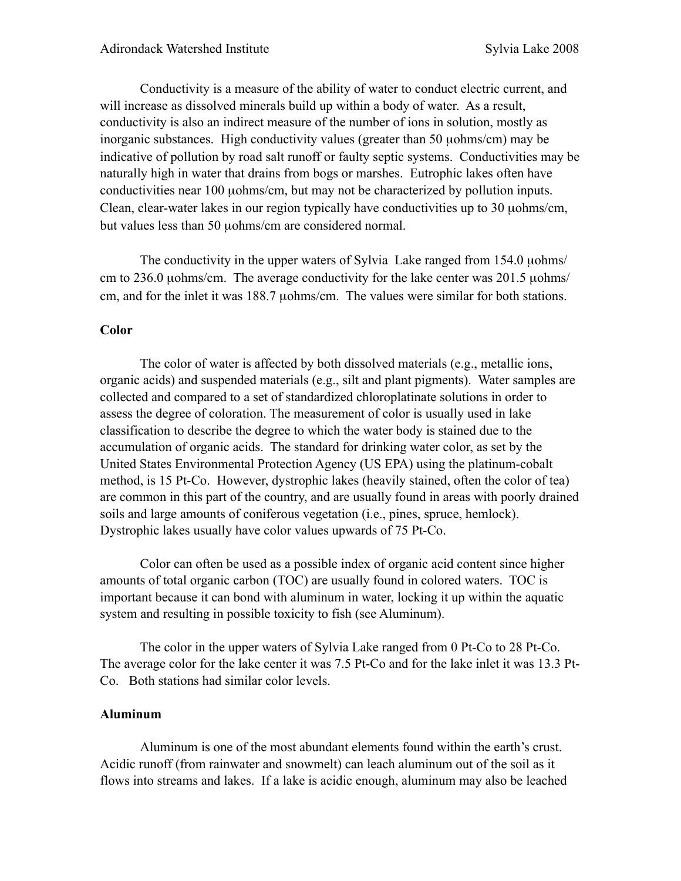Conductivity is a measure of the ability of water to conduct electric current, and will increase as dissolved minerals build up within a body of water. As a result, conductivity is also an indirect measure of the number of ions in solution, mostly as inorganic substances. High conductivity values (greater than 50 μohms/cm) may be indicative of pollution by road salt runoff or faulty septic systems. Conductivities may be naturally high in water that drains from bogs or marshes. Eutrophic lakes often have conductivities near 100 μohms/cm, but may not be characterized by pollution inputs. Clean, clear-water lakes in our region typically have conductivities up to 30 μohms/cm, but values less than 50 μohms/cm are considered normal.

The conductivity in the upper waters of Sylvia Lake ranged from 154.0 μohms/cm to 236.0 μohms/cm. The average conductivity for the lake center was 201.5 μohms/cm, and for the inlet it was 188.7 μohms/cm. The values were similar for both stations.

**Color**

The color of water is affected by both dissolved materials (e.g., metallic ions, organic acids) and suspended materials (e.g., silt and plant pigments). Water samples are collected and compared to a set of standardized chloroplatinate solutions in order to assess the degree of coloration. The measurement of color is usually used in lake classification to describe the degree to which the water body is stained due to the accumulation of organic acids. The standard for drinking water color, as set by the United States Environmental Protection Agency (US EPA) using the platinum-cobalt method, is 15 Pt-Co. However, dystrophic lakes (heavily stained, often the color of tea) are common in this part of the country, and are usually found in areas with poorly drained soils and large amounts of coniferous vegetation (i.e., pines, spruce, hemlock). Dystrophic lakes usually have color values upwards of 75 Pt-Co.

Color can often be used as a possible index of organic acid content since higher amounts of total organic carbon (TOC) are usually found in colored waters. TOC is important because it can bond with aluminum in water, locking it up within the aquatic system and resulting in possible toxicity to fish (see Aluminum).

The color in the upper waters of Sylvia Lake ranged from 0 Pt-Co to 28 Pt-Co. The average color for the lake center it was 7.5 Pt-Co and for the lake inlet it was 13.3 Pt-Co. Both stations had similar color levels.

**Aluminum**

Aluminum is one of the most abundant elements found within the earth's crust. Acidic runoff (from rainwater and snowmelt) can leach aluminum out of the soil as it flows into streams and lakes. If a lake is acidic enough, aluminum may also be leached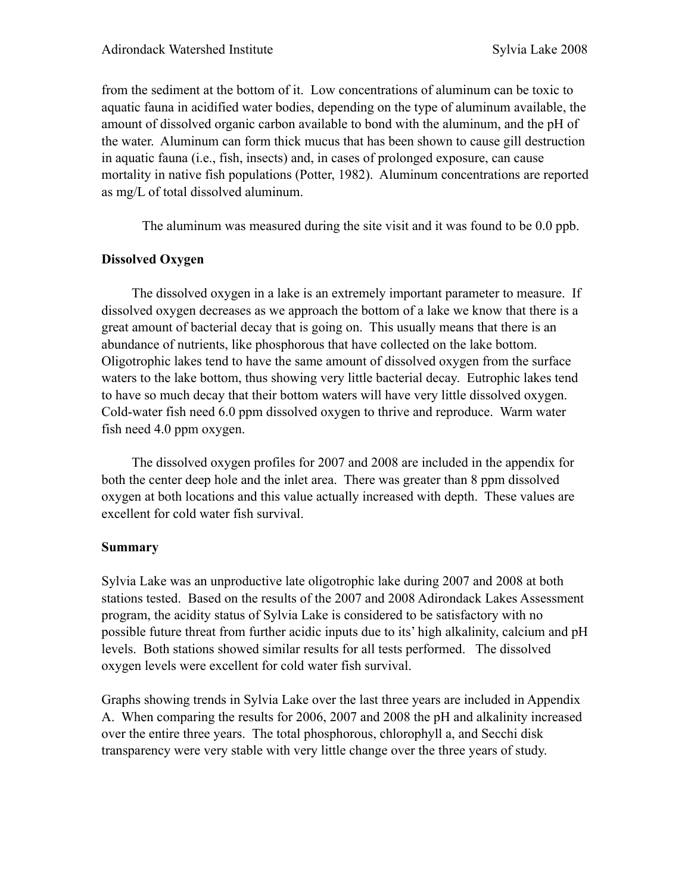from the sediment at the bottom of it. Low concentrations of aluminum can be toxic to aquatic fauna in acidified water bodies, depending on the type of aluminum available, the amount of dissolved organic carbon available to bond with the aluminum, and the pH of the water. Aluminum can form thick mucus that has been shown to cause gill destruction in aquatic fauna (i.e., fish, insects) and, in cases of prolonged exposure, can cause mortality in native fish populations (Potter, 1982). Aluminum concentrations are reported as mg/L of total dissolved aluminum.

The aluminum was measured during the site visit and it was found to be 0.0 ppb.

**Dissolved Oxygen**

The dissolved oxygen in a lake is an extremely important parameter to measure. If dissolved oxygen decreases as we approach the bottom of a lake we know that there is a great amount of bacterial decay that is going on. This usually means that there is an abundance of nutrients, like phosphorous that have collected on the lake bottom. Oligotrophic lakes tend to have the same amount of dissolved oxygen from the surface waters to the lake bottom, thus showing very little bacterial decay. Eutrophic lakes tend to have so much decay that their bottom waters will have very little dissolved oxygen. Cold-water fish need 6.0 ppm dissolved oxygen to thrive and reproduce. Warm water fish need 4.0 ppm oxygen.

The dissolved oxygen profiles for 2007 and 2008 are included in the appendix for both the center deep hole and the inlet area. There was greater than 8 ppm dissolved oxygen at both locations and this value actually increased with depth. These values are excellent for cold water fish survival.

**Summary**

Sylvia Lake was an unproductive late oligotrophic lake during 2007 and 2008 at both stations tested. Based on the results of the 2007 and 2008 Adirondack Lakes Assessment program, the acidity status of Sylvia Lake is considered to be satisfactory with no possible future threat from further acidic inputs due to its' high alkalinity, calcium and pH levels. Both stations showed similar results for all tests performed. The dissolved oxygen levels were excellent for cold water fish survival.

Graphs showing trends in Sylvia Lake over the last three years are included in Appendix A. When comparing the results for 2006, 2007 and 2008 the pH and alkalinity increased over the entire three years. The total phosphorous, chlorophyll a, and Secchi disk transparency were very stable with very little change over the three years of study.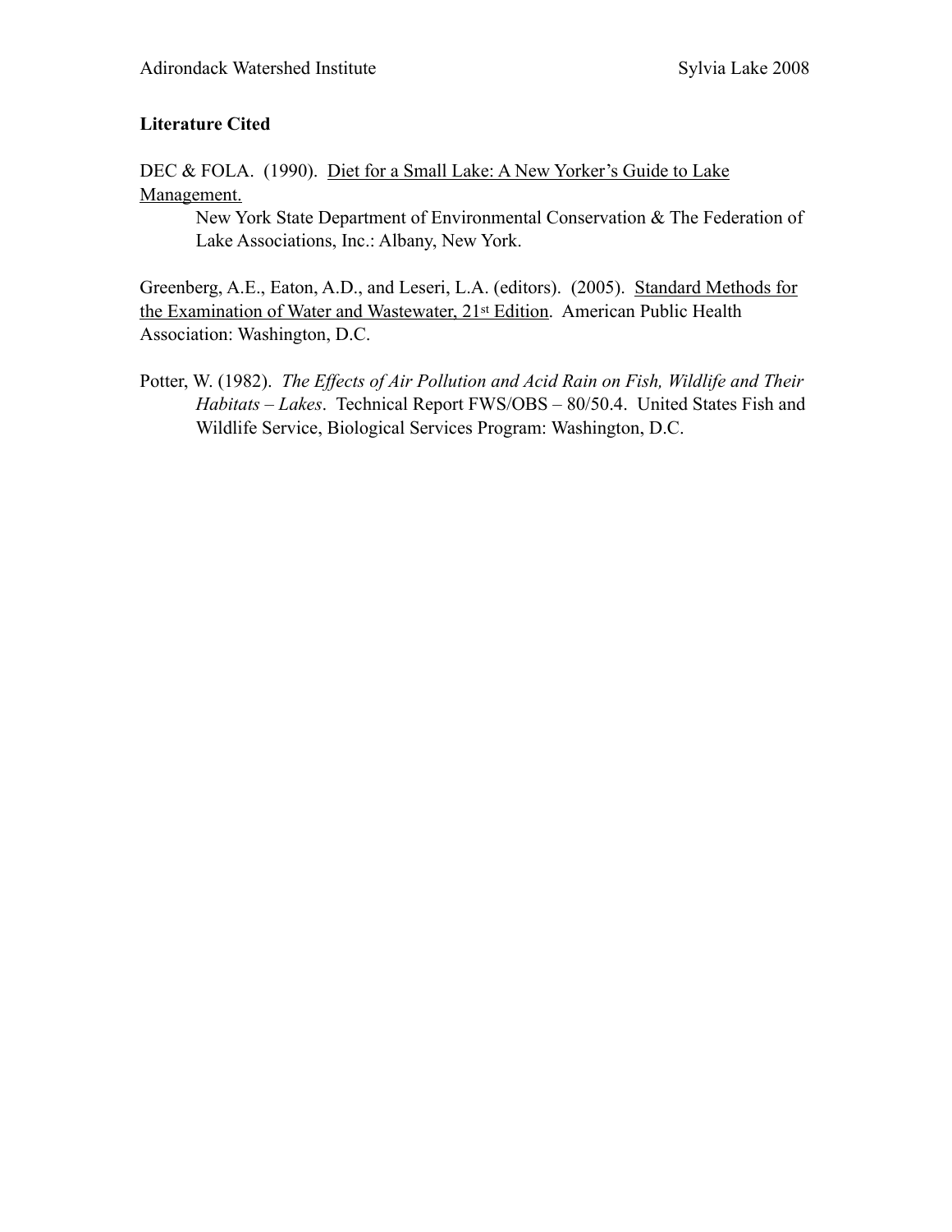**Literature Cited**

DEC & FOLA. (1990). Diet for a Small Lake: A New Yorker's Guide to Lake Management. New York State Department of Environmental Conservation & The Federation of Lake Associations, Inc.: Albany, New York.

Greenberg, A.E., Eaton, A.D., and Leseri, L.A. (editors). (2005). Standard Methods for the Examination of Water and Wastewater, 21st Edition. American Public Health Association: Washington, D.C.

Potter, W. (1982). *The Effects of Air Pollution and Acid Rain on Fish, Wildlife and Their Habitats – Lakes*. Technical Report FWS/OBS – 80/50.4. United States Fish and Wildlife Service, Biological Services Program: Washington, D.C.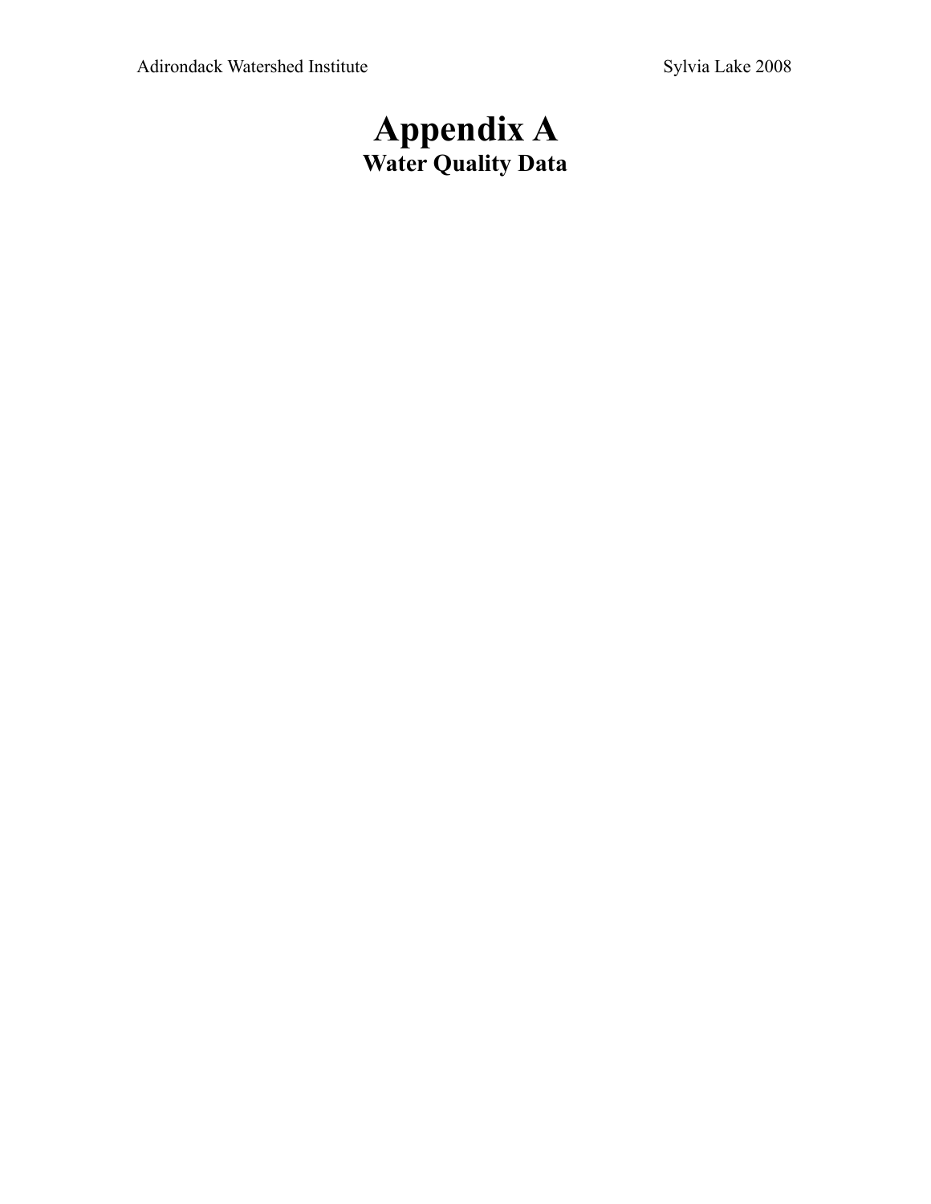# Appendix A
## Water Quality Data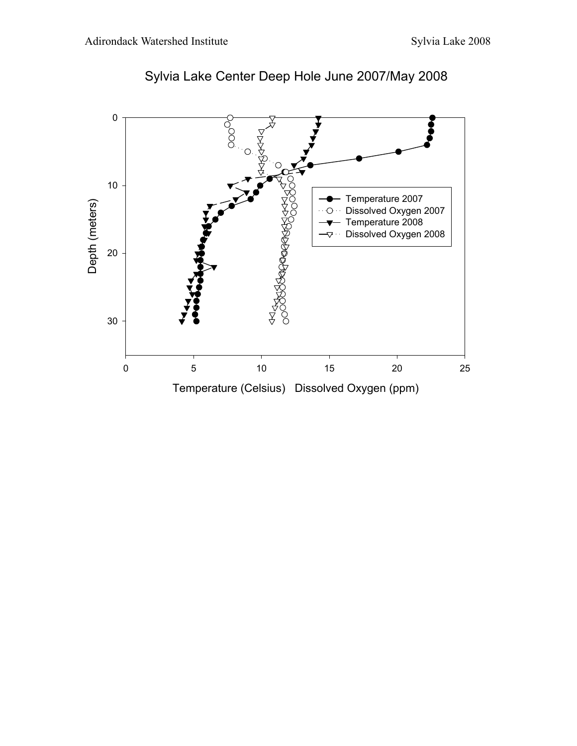## Sylvia Lake Center Deep Hole June 2007/May 2008

Depth (meters)

Temperature (Celsius) Dissolved Oxygen (ppm)

- Temperature 2007
- Dissolved Oxygen 2007
- Temperature 2008
- Dissolved Oxygen 2008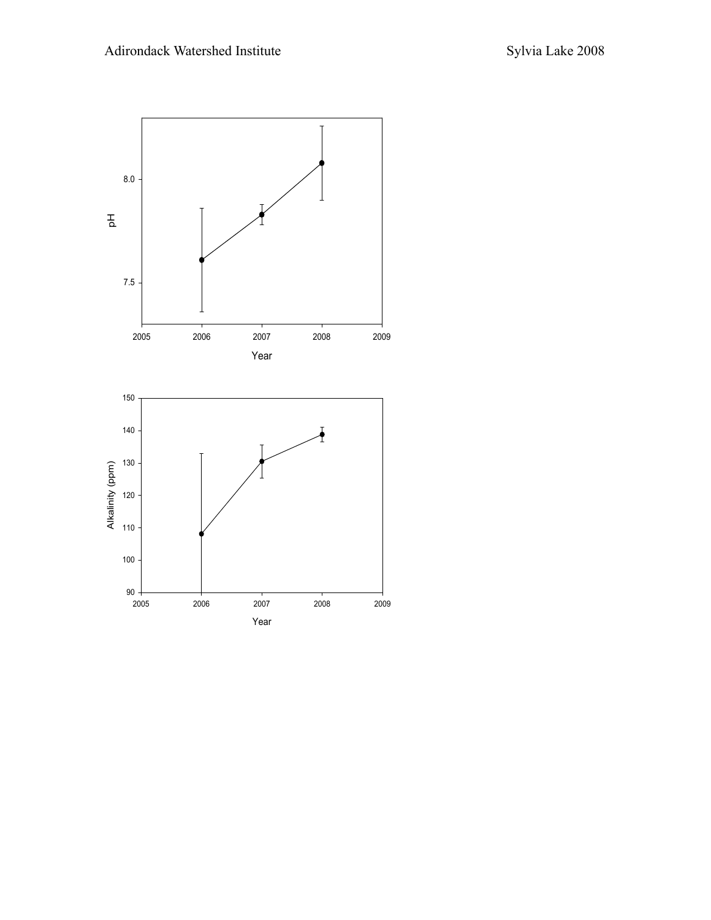pH

8.0

7.5

2005 2006 2007 2008 2009

Year

Alkalinity (ppm)

150

140

130

120

110

100

90

2005 2006 2007 2008 2009

Year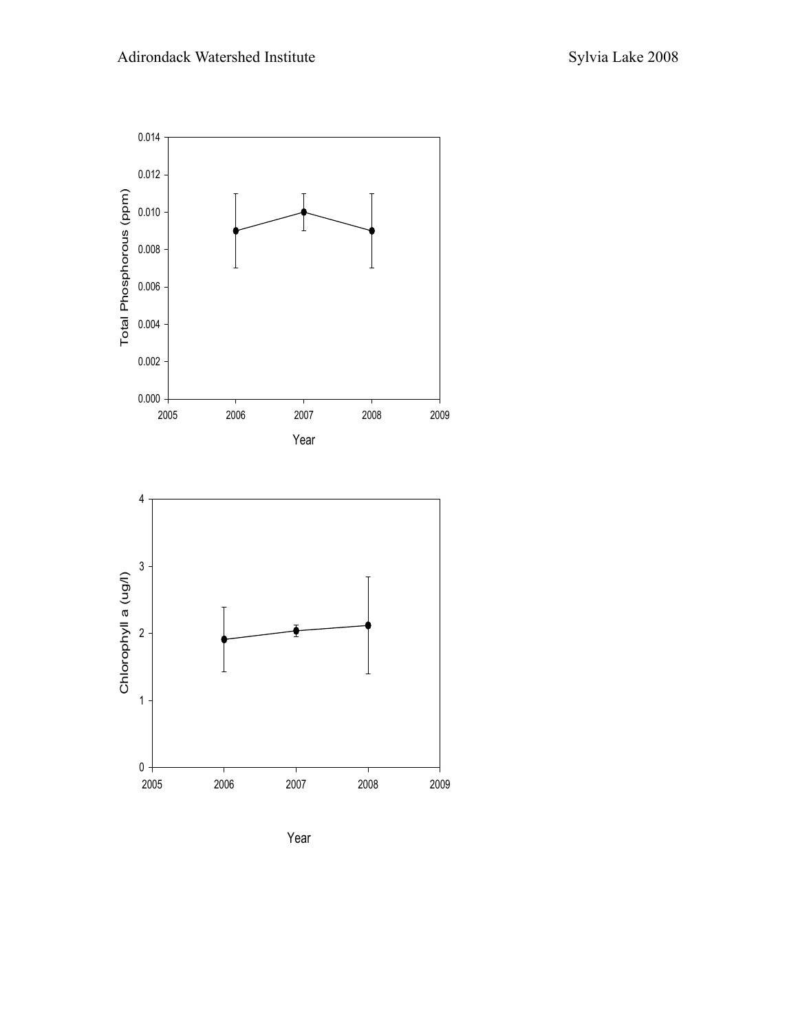Total Phosphorous (ppm)

0.014
0.012
0.010
0.008
0.006
0.004
0.002
0.000

2005 2006 2007 2008 2009

Year

Chlorophyll a (ug/l)

4
3
2
1
0

2005 2006 2007 2008 2009

Year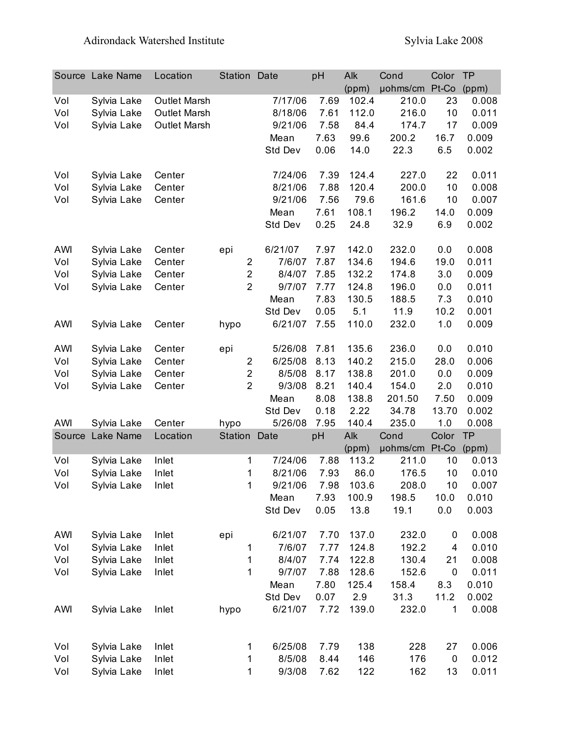| Source | Lake Name | Location | Station | Date | pH | Alk (ppm) | Cond µohms/cm | Color Pt-Co | TP (ppm) |
|---|---|---|---|---|---|---|---|---|---|
| Vol | Sylvia Lake | Outlet Marsh | | 7/17/06 | 7.69 | 102.4 | 210.0 | 23 | 0.008 |
| Vol | Sylvia Lake | Outlet Marsh | | 8/18/06 | 7.61 | 112.0 | 216.0 | 10 | 0.011 |
| Vol | Sylvia Lake | Outlet Marsh | | 9/21/06 | 7.58 | 84.4 | 174.7 | 17 | 0.009 |
| | | | | Mean | 7.63 | 99.6 | 200.2 | 16.7 | 0.009 |
| | | | | Std Dev | 0.06 | 14.0 | 22.3 | 6.5 | 0.002 |
| | | | | | | | | | |
| Vol | Sylvia Lake | Center | | 7/24/06 | 7.39 | 124.4 | 227.0 | 22 | 0.011 |
| Vol | Sylvia Lake | Center | | 8/21/06 | 7.88 | 120.4 | 200.0 | 10 | 0.008 |
| Vol | Sylvia Lake | Center | | 9/21/06 | 7.56 | 79.6 | 161.6 | 10 | 0.007 |
| | | | | Mean | 7.61 | 108.1 | 196.2 | 14.0 | 0.009 |
| | | | | Std Dev | 0.25 | 24.8 | 32.9 | 6.9 | 0.002 |
| | | | | | | | | | |
| AWI | Sylvia Lake | Center | epi | 6/21/07 | 7.97 | 142.0 | 232.0 | 0.0 | 0.008 |
| Vol | Sylvia Lake | Center | 2 | 7/6/07 | 7.87 | 134.6 | 194.6 | 19.0 | 0.011 |
| Vol | Sylvia Lake | Center | 2 | 8/4/07 | 7.85 | 132.2 | 174.8 | 3.0 | 0.009 |
| Vol | Sylvia Lake | Center | 2 | 9/7/07 | 7.77 | 124.8 | 196.0 | 0.0 | 0.011 |
| | | | | Mean | 7.83 | 130.5 | 188.5 | 7.3 | 0.010 |
| | | | | Std Dev | 0.05 | 5.1 | 11.9 | 10.2 | 0.001 |
| AWI | Sylvia Lake | Center | hypo | 6/21/07 | 7.55 | 110.0 | 232.0 | 1.0 | 0.009 |
| | | | | | | | | | |
| AWI | Sylvia Lake | Center | epi | 5/26/08 | 7.81 | 135.6 | 236.0 | 0.0 | 0.010 |
| Vol | Sylvia Lake | Center | 2 | 6/25/08 | 8.13 | 140.2 | 215.0 | 28.0 | 0.006 |
| Vol | Sylvia Lake | Center | 2 | 8/5/08 | 8.17 | 138.8 | 201.0 | 0.0 | 0.009 |
| Vol | Sylvia Lake | Center | 2 | 9/3/08 | 8.21 | 140.4 | 154.0 | 2.0 | 0.010 |
| | | | | Mean | 8.08 | 138.8 | 201.50 | 7.50 | 0.009 |
| | | | | Std Dev | 0.18 | 2.22 | 34.78 | 13.70 | 0.002 |
| AWI | Sylvia Lake | Center | hypo | 5/26/08 | 7.95 | 140.4 | 235.0 | 1.0 | 0.008 |

| Source | Lake Name | Location | Station | Date | pH | Alk (ppm) | Cond µohms/cm | Color Pt-Co | TP (ppm) |
|---|---|---|---|---|---|---|---|---|---|
| Vol | Sylvia Lake | Inlet | 1 | 7/24/06 | 7.88 | 113.2 | 211.0 | 10 | 0.013 |
| Vol | Sylvia Lake | Inlet | 1 | 8/21/06 | 7.93 | 86.0 | 176.5 | 10 | 0.010 |
| Vol | Sylvia Lake | Inlet | 1 | 9/21/06 | 7.98 | 103.6 | 208.0 | 10 | 0.007 |
| | | | | Mean | 7.93 | 100.9 | 198.5 | 10.0 | 0.010 |
| | | | | Std Dev | 0.05 | 13.8 | 19.1 | 0.0 | 0.003 |
| | | | | | | | | | |
| AWI | Sylvia Lake | Inlet | epi | 6/21/07 | 7.70 | 137.0 | 232.0 | 0 | 0.008 |
| Vol | Sylvia Lake | Inlet | 1 | 7/6/07 | 7.77 | 124.8 | 192.2 | 4 | 0.010 |
| Vol | Sylvia Lake | Inlet | 1 | 8/4/07 | 7.74 | 122.8 | 130.4 | 21 | 0.008 |
| Vol | Sylvia Lake | Inlet | 1 | 9/7/07 | 7.88 | 128.6 | 152.6 | 0 | 0.011 |
| | | | | Mean | 7.80 | 125.4 | 158.4 | 8.3 | 0.010 |
| | | | | Std Dev | 0.07 | 2.9 | 31.3 | 11.2 | 0.002 |
| AWI | Sylvia Lake | Inlet | hypo | 6/21/07 | 7.72 | 139.0 | 232.0 | 1 | 0.008 |
| | | | | | | | | | |
| Vol | Sylvia Lake | Inlet | 1 | 6/25/08 | 7.79 | 138 | 228 | 27 | 0.006 |
| Vol | Sylvia Lake | Inlet | 1 | 8/5/08 | 8.44 | 146 | 176 | 0 | 0.012 |
| Vol | Sylvia Lake | Inlet | 1 | 9/3/08 | 7.62 | 122 | 162 | 13 | 0.011 |